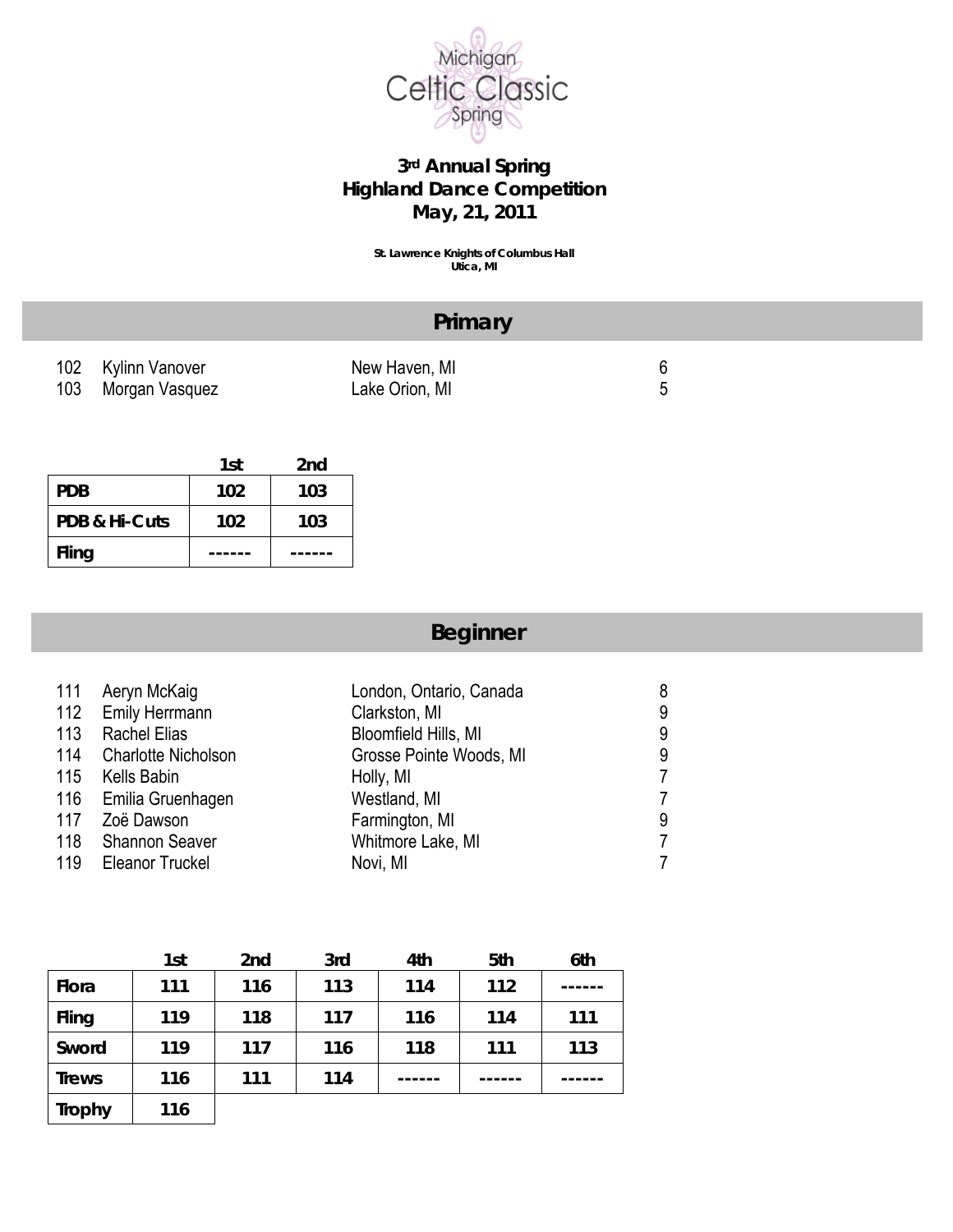Michigan Celtic Classic Spring

# 3rd Annual Spring Highland Dance Competition May, 21, 2011

St. Lawrence Knights of Columbus Hall
Utica, MI

## Primary

| | | | |
|---|---|---|---|
| 102 | Kylinn Vanover | New Haven, MI | 6 |
| 103 | Morgan Vasquez | Lake Orion, MI | 5 |

| | 1st | 2nd |
|---|---|---|
| PDB | 102 | 103 |
| PDB & Hi-Cuts | 102 | 103 |
| Fling | ------ | ------ |

## Beginner

| | | | |
|---|---|---|---|
| 111 | Aeryn McKaig | London, Ontario, Canada | 8 |
| 112 | Emily Herrmann | Clarkston, MI | 9 |
| 113 | Rachel Elias | Bloomfield Hills, MI | 9 |
| 114 | Charlotte Nicholson | Grosse Pointe Woods, MI | 9 |
| 115 | Kells Babin | Holly, MI | 7 |
| 116 | Emilia Gruenhagen | Westland, MI | 7 |
| 117 | Zoë Dawson | Farmington, MI | 9 |
| 118 | Shannon Seaver | Whitmore Lake, MI | 7 |
| 119 | Eleanor Truckel | Novi, MI | 7 |

| | 1st | 2nd | 3rd | 4th | 5th | 6th |
|---|---|---|---|---|---|---|
| Flora | 111 | 116 | 113 | 114 | 112 | ------ |
| Fling | 119 | 118 | 117 | 116 | 114 | 111 |
| Sword | 119 | 117 | 116 | 118 | 111 | 113 |
| Trews | 116 | 111 | 114 | ------ | ------ | ------ |
| Trophy | 116 | | | | | |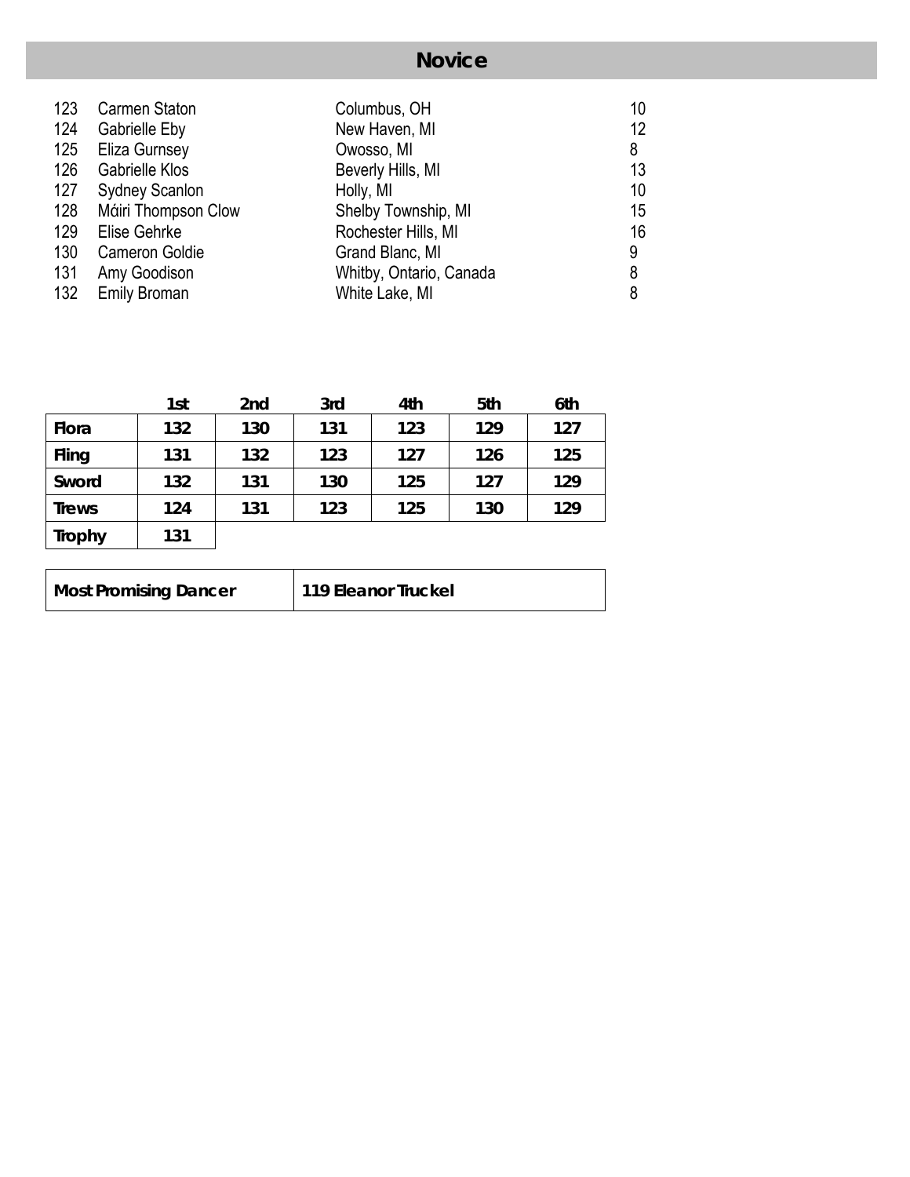## Novice

| | | | |
|---|---|---|---|
| 123 | Carmen Staton | Columbus, OH | 10 |
| 124 | Gabrielle Eby | New Haven, MI | 12 |
| 125 | Eliza Gurnsey | Owosso, MI | 8 |
| 126 | Gabrielle Klos | Beverly Hills, MI | 13 |
| 127 | Sydney Scanlon | Holly, MI | 10 |
| 128 | Mάiri Thompson Clow | Shelby Township, MI | 15 |
| 129 | Elise Gehrke | Rochester Hills, MI | 16 |
| 130 | Cameron Goldie | Grand Blanc, MI | 9 |
| 131 | Amy Goodison | Whitby, Ontario, Canada | 8 |
| 132 | Emily Broman | White Lake, MI | 8 |

| | 1st | 2nd | 3rd | 4th | 5th | 6th |
|---|---|---|---|---|---|---|
| **Flora** | **132** | **130** | **131** | **123** | **129** | **127** |
| **Fling** | **131** | **132** | **123** | **127** | **126** | **125** |
| **Sword** | **132** | **131** | **130** | **125** | **127** | **129** |
| **Trews** | **124** | **131** | **123** | **125** | **130** | **129** |
| **Trophy** | **131** | | | | | |

| | |
|---|---|
| **Most Promising Dancer** | **119 Eleanor Truckel** |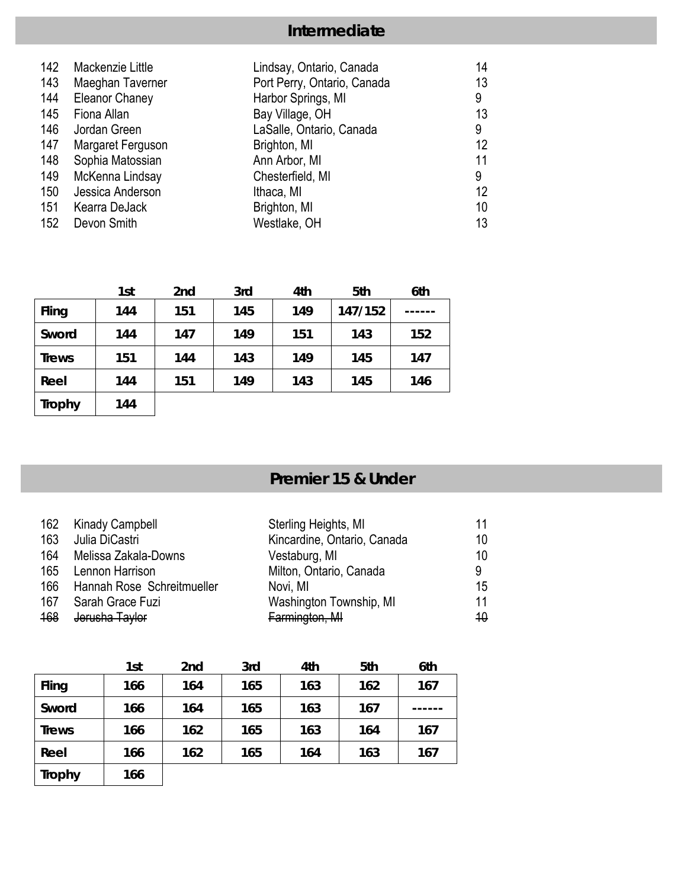## Intermediate

| | | | |
|---|---|---|---|
| 142 | Mackenzie Little | Lindsay, Ontario, Canada | 14 |
| 143 | Maeghan Taverner | Port Perry, Ontario, Canada | 13 |
| 144 | Eleanor Chaney | Harbor Springs, MI | 9 |
| 145 | Fiona Allan | Bay Village, OH | 13 |
| 146 | Jordan Green | LaSalle, Ontario, Canada | 9 |
| 147 | Margaret Ferguson | Brighton, MI | 12 |
| 148 | Sophia Matossian | Ann Arbor, MI | 11 |
| 149 | McKenna Lindsay | Chesterfield, MI | 9 |
| 150 | Jessica Anderson | Ithaca, MI | 12 |
| 151 | Kearra DeJack | Brighton, MI | 10 |
| 152 | Devon Smith | Westlake, OH | 13 |

| | 1st | 2nd | 3rd | 4th | 5th | 6th |
|---|---|---|---|---|---|---|
| **Fling** | 144 | 151 | 145 | 149 | 147/152 | ------ |
| **Sword** | 144 | 147 | 149 | 151 | 143 | 152 |
| **Trews** | 151 | 144 | 143 | 149 | 145 | 147 |
| **Reel** | 144 | 151 | 149 | 143 | 145 | 146 |
| **Trophy** | 144 | | | | | |

## Premier 15 & Under

| | | | |
|---|---|---|---|
| 162 | Kinady Campbell | Sterling Heights, MI | 11 |
| 163 | Julia DiCastri | Kincardine, Ontario, Canada | 10 |
| 164 | Melissa Zakala-Downs | Vestaburg, MI | 10 |
| 165 | Lennon Harrison | Milton, Ontario, Canada | 9 |
| 166 | Hannah Rose Schreitmueller | Novi, MI | 15 |
| 167 | Sarah Grace Fuzi | Washington Township, MI | 11 |
| ~~168~~ | ~~Jerusha Taylor~~ | ~~Farmington, MI~~ | ~~10~~ |

| | 1st | 2nd | 3rd | 4th | 5th | 6th |
|---|---|---|---|---|---|---|
| **Fling** | 166 | 164 | 165 | 163 | 162 | 167 |
| **Sword** | 166 | 164 | 165 | 163 | 167 | ------ |
| **Trews** | 166 | 162 | 165 | 163 | 164 | 167 |
| **Reel** | 166 | 162 | 165 | 164 | 163 | 167 |
| **Trophy** | 166 | | | | | |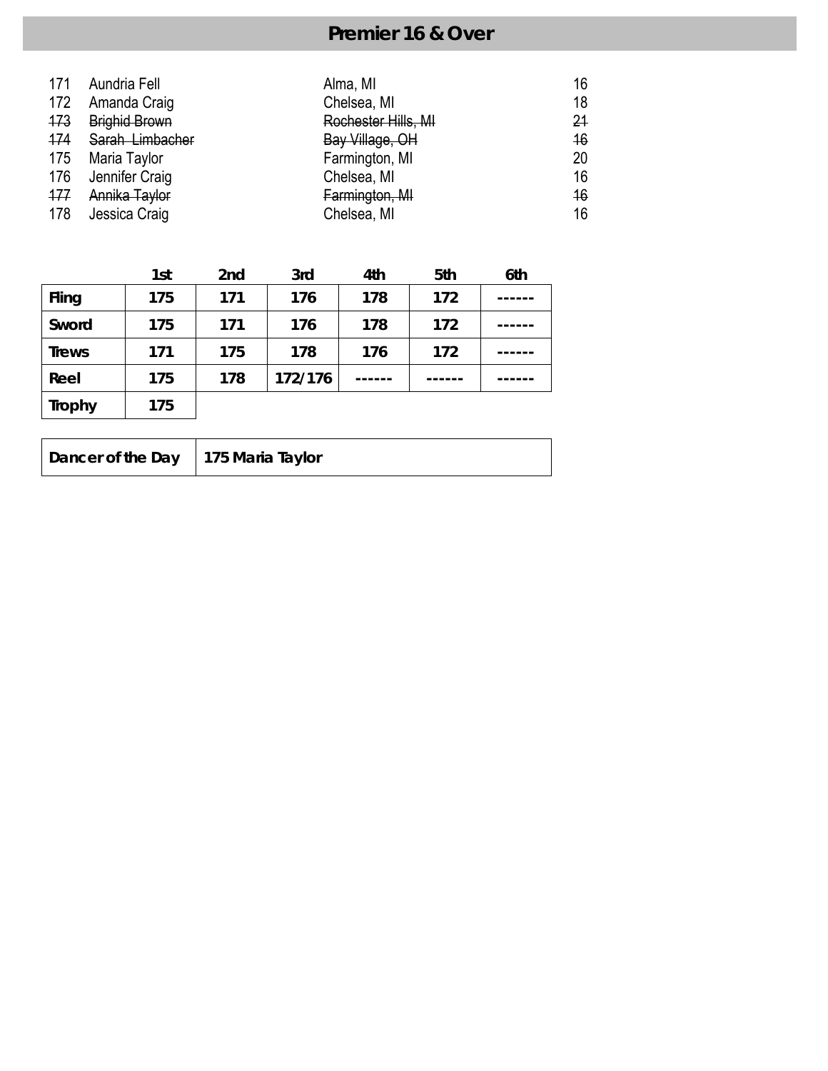# Premier 16 & Over

| | | | |
|---|---|---|---|
| 171 | Aundria Fell | Alma, MI | 16 |
| 172 | Amanda Craig | Chelsea, MI | 18 |
| ~~173~~ | ~~Brighid Brown~~ | ~~Rochester Hills, MI~~ | ~~21~~ |
| ~~174~~ | ~~Sarah Limbacher~~ | ~~Bay Village, OH~~ | ~~16~~ |
| 175 | Maria Taylor | Farmington, MI | 20 |
| 176 | Jennifer Craig | Chelsea, MI | 16 |
| ~~177~~ | ~~Annika Taylor~~ | ~~Farmington, MI~~ | ~~16~~ |
| 178 | Jessica Craig | Chelsea, MI | 16 |

| | 1st | 2nd | 3rd | 4th | 5th | 6th |
|---|---|---|---|---|---|---|
| **Fling** | 175 | 171 | 176 | 178 | 172 | ------ |
| **Sword** | 175 | 171 | 176 | 178 | 172 | ------ |
| **Trews** | 171 | 175 | 178 | 176 | 172 | ------ |
| **Reel** | 175 | 178 | 172/176 | ------ | ------ | ------ |
| **Trophy** | 175 | | | | | |

| | |
|---|---|
| **Dancer of the Day** | **175 Maria Taylor** |